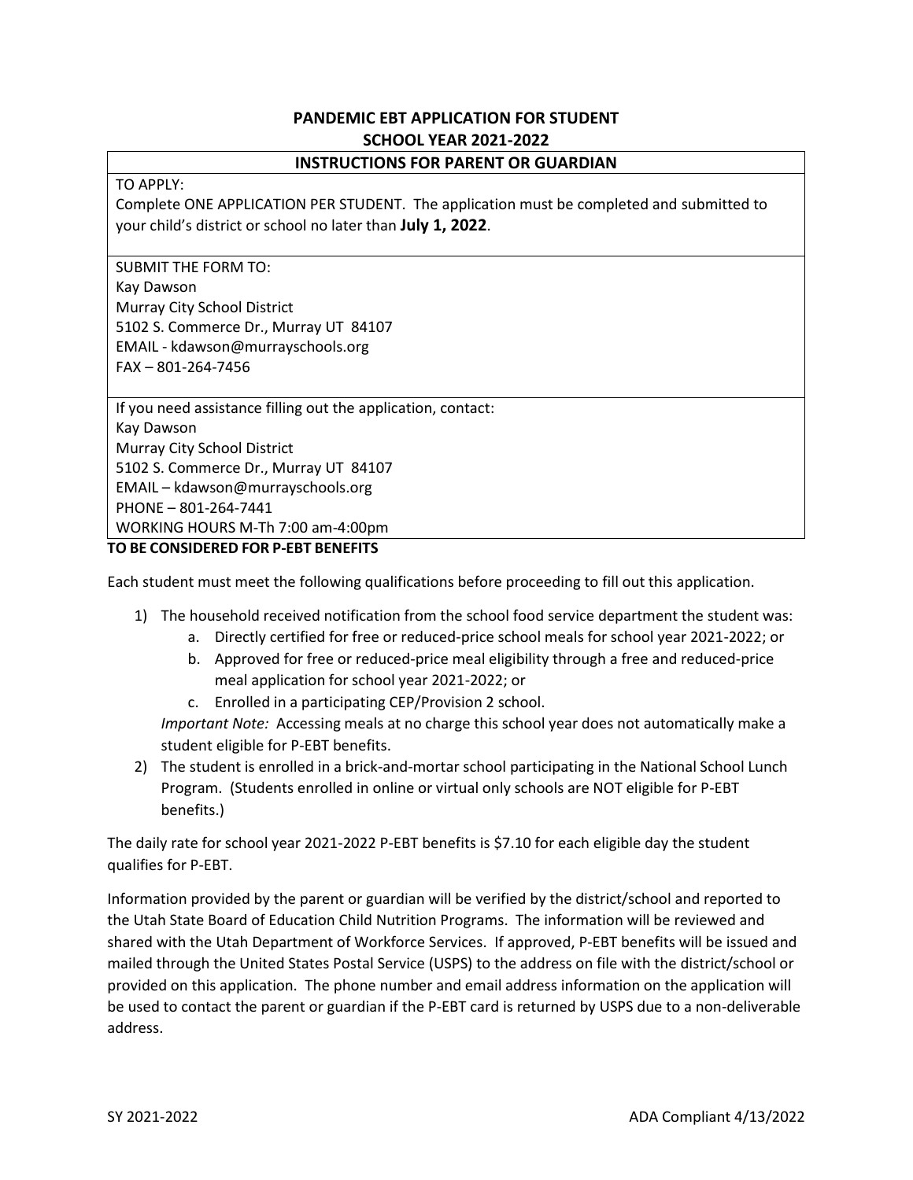# PANDEMIC EBT APPLICATION FOR STUDENT
## SCHOOL YEAR 2021-2022

### INSTRUCTIONS FOR PARENT OR GUARDIAN

TO APPLY:
Complete ONE APPLICATION PER STUDENT. The application must be completed and submitted to your child's district or school no later than **July 1, 2022**.

SUBMIT THE FORM TO:
Kay Dawson
Murray City School District
5102 S. Commerce Dr., Murray UT 84107
EMAIL - kdawson@murrayschools.org
FAX – 801-264-7456

If you need assistance filling out the application, contact:
Kay Dawson
Murray City School District
5102 S. Commerce Dr., Murray UT 84107
EMAIL – kdawson@murrayschools.org
PHONE – 801-264-7441
WORKING HOURS M-Th 7:00 am-4:00pm

**TO BE CONSIDERED FOR P-EBT BENEFITS**

Each student must meet the following qualifications before proceeding to fill out this application.

1) The household received notification from the school food service department the student was:
   a. Directly certified for free or reduced-price school meals for school year 2021-2022; or
   b. Approved for free or reduced-price meal eligibility through a free and reduced-price meal application for school year 2021-2022; or
   c. Enrolled in a participating CEP/Provision 2 school.

   *Important Note:* Accessing meals at no charge this school year does not automatically make a student eligible for P-EBT benefits.
2) The student is enrolled in a brick-and-mortar school participating in the National School Lunch Program. (Students enrolled in online or virtual only schools are NOT eligible for P-EBT benefits.)

The daily rate for school year 2021-2022 P-EBT benefits is $7.10 for each eligible day the student qualifies for P-EBT.

Information provided by the parent or guardian will be verified by the district/school and reported to the Utah State Board of Education Child Nutrition Programs. The information will be reviewed and shared with the Utah Department of Workforce Services. If approved, P-EBT benefits will be issued and mailed through the United States Postal Service (USPS) to the address on file with the district/school or provided on this application. The phone number and email address information on the application will be used to contact the parent or guardian if the P-EBT card is returned by USPS due to a non-deliverable address.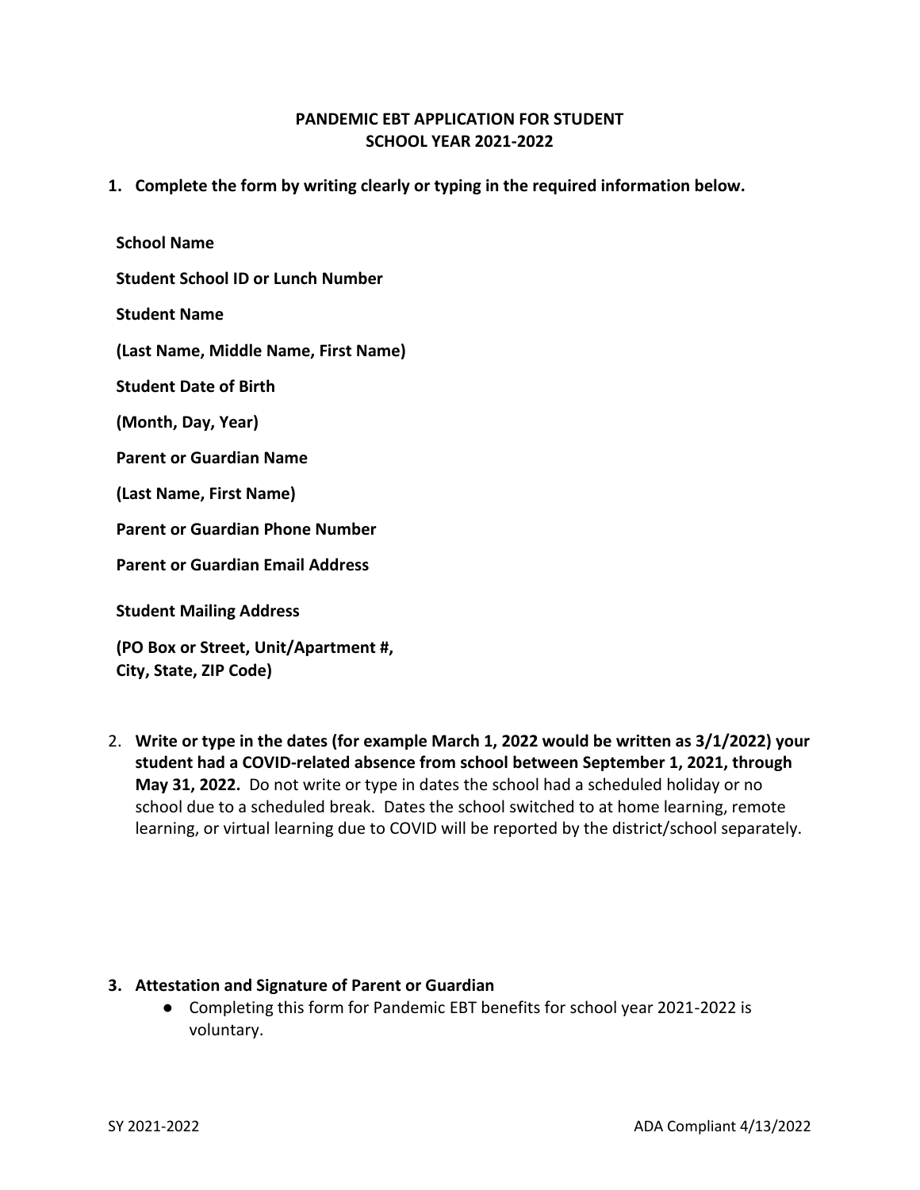# PANDEMIC EBT APPLICATION FOR STUDENT
## SCHOOL YEAR 2021-2022

1. **Complete the form by writing clearly or typing in the required information below.**

**School Name**

**Student School ID or Lunch Number**

**Student Name**

**(Last Name, Middle Name, First Name)**

**Student Date of Birth**

**(Month, Day, Year)**

**Parent or Guardian Name**

**(Last Name, First Name)**

**Parent or Guardian Phone Number**

**Parent or Guardian Email Address**

**Student Mailing Address**

**(PO Box or Street, Unit/Apartment #, City, State, ZIP Code)**

2. **Write or type in the dates (for example March 1, 2022 would be written as 3/1/2022) your student had a COVID-related absence from school between September 1, 2021, through May 31, 2022.** Do not write or type in dates the school had a scheduled holiday or no school due to a scheduled break. Dates the school switched to at home learning, remote learning, or virtual learning due to COVID will be reported by the district/school separately.

3. **Attestation and Signature of Parent or Guardian**
    - Completing this form for Pandemic EBT benefits for school year 2021-2022 is voluntary.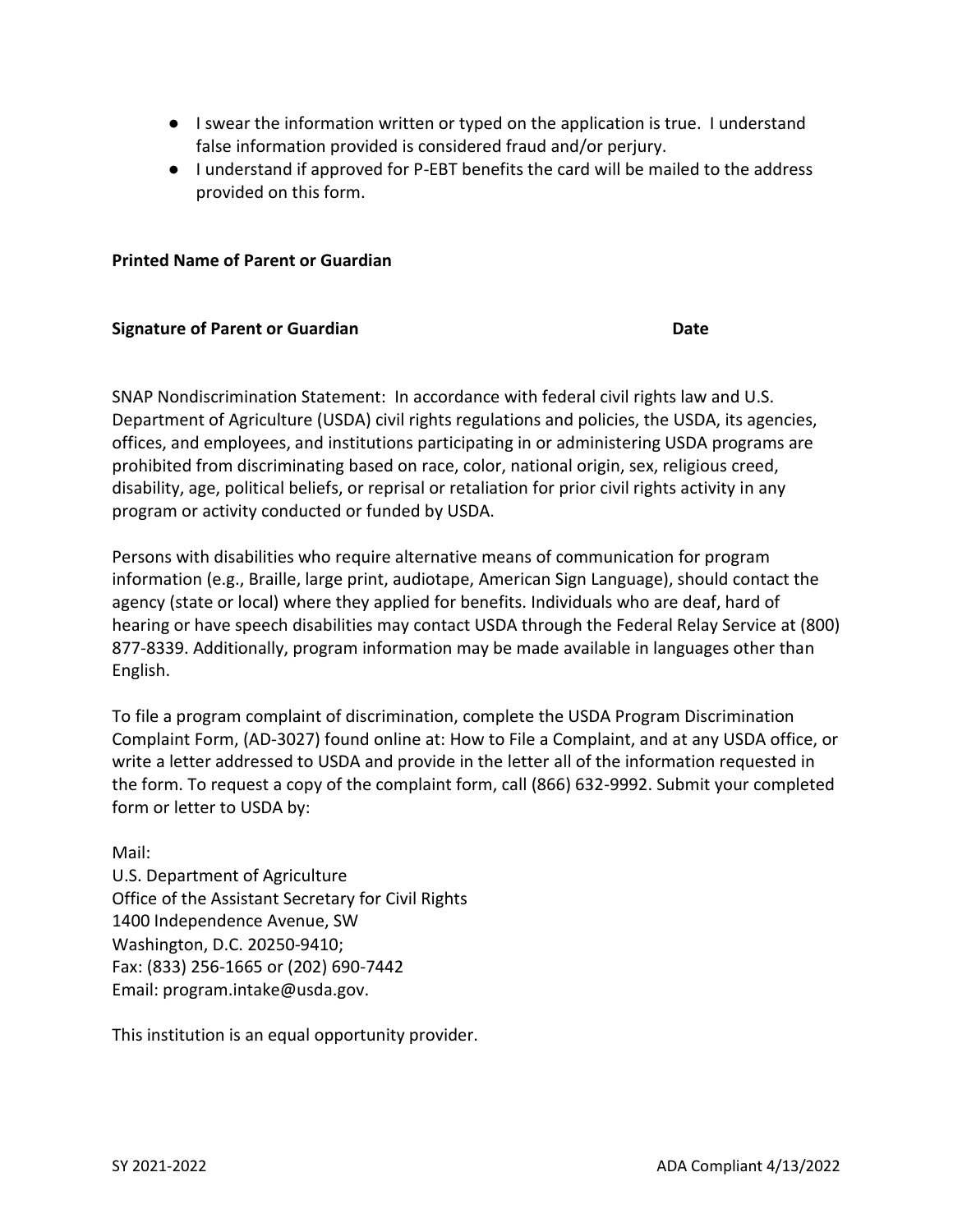- I swear the information written or typed on the application is true. I understand false information provided is considered fraud and/or perjury.
- I understand if approved for P-EBT benefits the card will be mailed to the address provided on this form.

**Printed Name of Parent or Guardian**

**Signature of Parent or Guardian** **Date**

SNAP Nondiscrimination Statement: In accordance with federal civil rights law and U.S. Department of Agriculture (USDA) civil rights regulations and policies, the USDA, its agencies, offices, and employees, and institutions participating in or administering USDA programs are prohibited from discriminating based on race, color, national origin, sex, religious creed, disability, age, political beliefs, or reprisal or retaliation for prior civil rights activity in any program or activity conducted or funded by USDA.

Persons with disabilities who require alternative means of communication for program information (e.g., Braille, large print, audiotape, American Sign Language), should contact the agency (state or local) where they applied for benefits. Individuals who are deaf, hard of hearing or have speech disabilities may contact USDA through the Federal Relay Service at (800) 877-8339. Additionally, program information may be made available in languages other than English.

To file a program complaint of discrimination, complete the USDA Program Discrimination Complaint Form, (AD-3027) found online at: How to File a Complaint, and at any USDA office, or write a letter addressed to USDA and provide in the letter all of the information requested in the form. To request a copy of the complaint form, call (866) 632-9992. Submit your completed form or letter to USDA by:

Mail:
U.S. Department of Agriculture
Office of the Assistant Secretary for Civil Rights
1400 Independence Avenue, SW
Washington, D.C. 20250-9410;
Fax: (833) 256-1665 or (202) 690-7442
Email: program.intake@usda.gov.

This institution is an equal opportunity provider.

SY 2021-2022 ADA Compliant 4/13/2022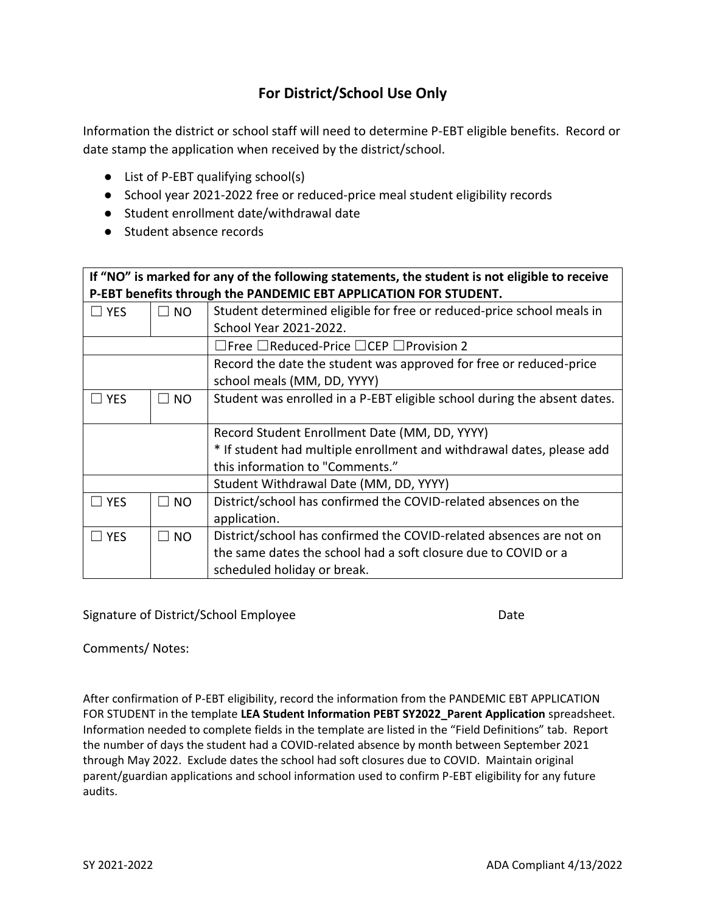## For District/School Use Only

Information the district or school staff will need to determine P-EBT eligible benefits. Record or date stamp the application when received by the district/school.

- List of P-EBT qualifying school(s)
- School year 2021-2022 free or reduced-price meal student eligibility records
- Student enrollment date/withdrawal date
- Student absence records

| **If "NO" is marked for any of the following statements, the student is not eligible to receive P-EBT benefits through the PANDEMIC EBT APPLICATION FOR STUDENT.** | | |
|---|---|---|
| ☐ YES | ☐ NO | Student determined eligible for free or reduced-price school meals in School Year 2021-2022. |
| | | ☐Free ☐Reduced-Price ☐CEP ☐Provision 2 |
| | | Record the date the student was approved for free or reduced-price school meals (MM, DD, YYYY) |
| ☐ YES | ☐ NO | Student was enrolled in a P-EBT eligible school during the absent dates. |
| | | Record Student Enrollment Date (MM, DD, YYYY)<br>* If student had multiple enrollment and withdrawal dates, please add this information to "Comments." |
| | | Student Withdrawal Date (MM, DD, YYYY) |
| ☐ YES | ☐ NO | District/school has confirmed the COVID-related absences on the application. |
| ☐ YES | ☐ NO | District/school has confirmed the COVID-related absences are not on the same dates the school had a soft closure due to COVID or a scheduled holiday or break. |

Signature of District/School Employee                                        Date

Comments/ Notes:

After confirmation of P-EBT eligibility, record the information from the PANDEMIC EBT APPLICATION FOR STUDENT in the template **LEA Student Information PEBT SY2022_Parent Application** spreadsheet. Information needed to complete fields in the template are listed in the "Field Definitions" tab. Report the number of days the student had a COVID-related absence by month between September 2021 through May 2022. Exclude dates the school had soft closures due to COVID. Maintain original parent/guardian applications and school information used to confirm P-EBT eligibility for any future audits.